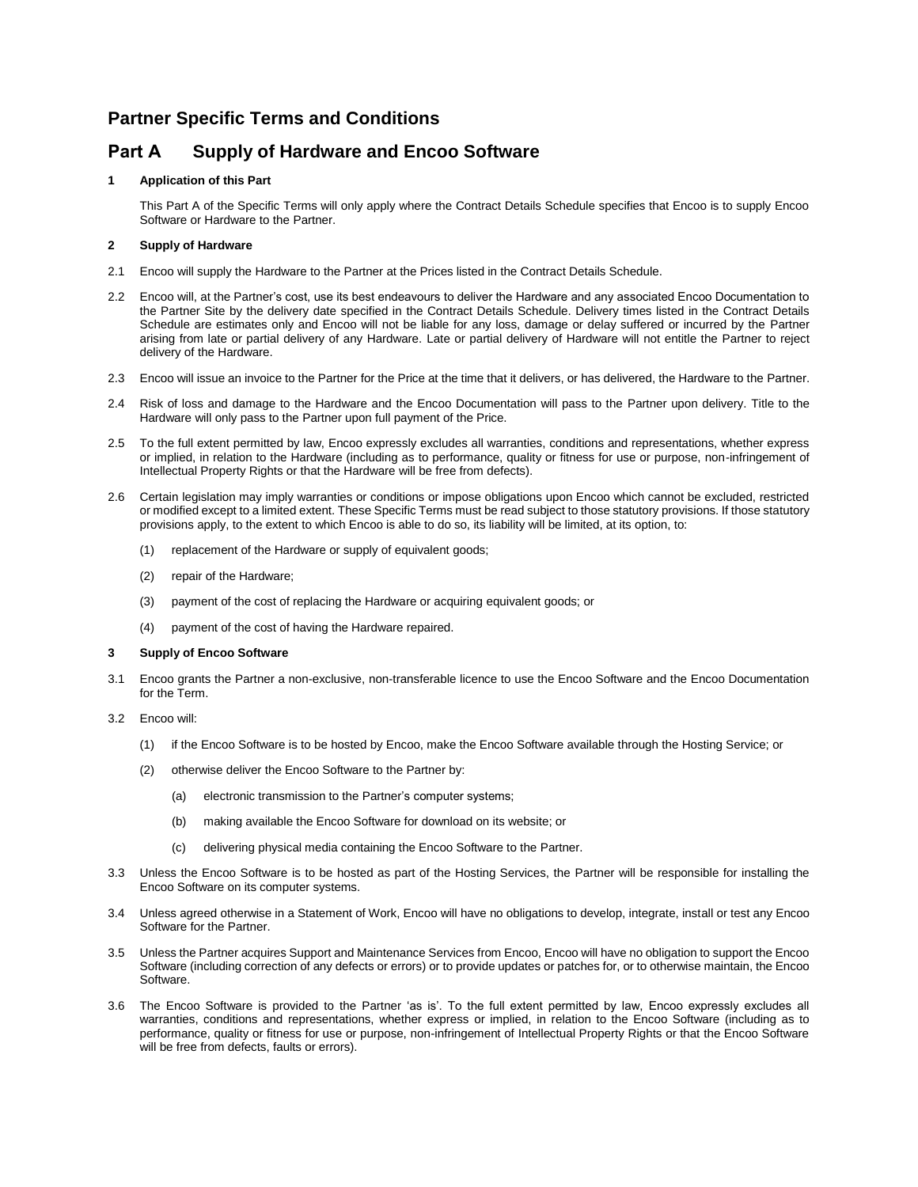# Partner Specific Terms and Conditions

## Part A Supply of Hardware and Encoo Software

### 1 Application of this Part

This Part A of the Specific Terms will only apply where the Contract Details Schedule specifies that Encoo is to supply Encoo Software or Hardware to the Partner.

### 2 Supply of Hardware

2.1 Encoo will supply the Hardware to the Partner at the Prices listed in the Contract Details Schedule.

2.2 Encoo will, at the Partner's cost, use its best endeavours to deliver the Hardware and any associated Encoo Documentation to the Partner Site by the delivery date specified in the Contract Details Schedule. Delivery times listed in the Contract Details Schedule are estimates only and Encoo will not be liable for any loss, damage or delay suffered or incurred by the Partner arising from late or partial delivery of any Hardware. Late or partial delivery of Hardware will not entitle the Partner to reject delivery of the Hardware.

2.3 Encoo will issue an invoice to the Partner for the Price at the time that it delivers, or has delivered, the Hardware to the Partner.

2.4 Risk of loss and damage to the Hardware and the Encoo Documentation will pass to the Partner upon delivery. Title to the Hardware will only pass to the Partner upon full payment of the Price.

2.5 To the full extent permitted by law, Encoo expressly excludes all warranties, conditions and representations, whether express or implied, in relation to the Hardware (including as to performance, quality or fitness for use or purpose, non-infringement of Intellectual Property Rights or that the Hardware will be free from defects).

2.6 Certain legislation may imply warranties or conditions or impose obligations upon Encoo which cannot be excluded, restricted or modified except to a limited extent. These Specific Terms must be read subject to those statutory provisions. If those statutory provisions apply, to the extent to which Encoo is able to do so, its liability will be limited, at its option, to:

(1) replacement of the Hardware or supply of equivalent goods;

(2) repair of the Hardware;

(3) payment of the cost of replacing the Hardware or acquiring equivalent goods; or

(4) payment of the cost of having the Hardware repaired.

### 3 Supply of Encoo Software

3.1 Encoo grants the Partner a non-exclusive, non-transferable licence to use the Encoo Software and the Encoo Documentation for the Term.

3.2 Encoo will:

(1) if the Encoo Software is to be hosted by Encoo, make the Encoo Software available through the Hosting Service; or

(2) otherwise deliver the Encoo Software to the Partner by:

(a) electronic transmission to the Partner's computer systems;

(b) making available the Encoo Software for download on its website; or

(c) delivering physical media containing the Encoo Software to the Partner.

3.3 Unless the Encoo Software is to be hosted as part of the Hosting Services, the Partner will be responsible for installing the Encoo Software on its computer systems.

3.4 Unless agreed otherwise in a Statement of Work, Encoo will have no obligations to develop, integrate, install or test any Encoo Software for the Partner.

3.5 Unless the Partner acquires Support and Maintenance Services from Encoo, Encoo will have no obligation to support the Encoo Software (including correction of any defects or errors) or to provide updates or patches for, or to otherwise maintain, the Encoo Software.

3.6 The Encoo Software is provided to the Partner 'as is'. To the full extent permitted by law, Encoo expressly excludes all warranties, conditions and representations, whether express or implied, in relation to the Encoo Software (including as to performance, quality or fitness for use or purpose, non-infringement of Intellectual Property Rights or that the Encoo Software will be free from defects, faults or errors).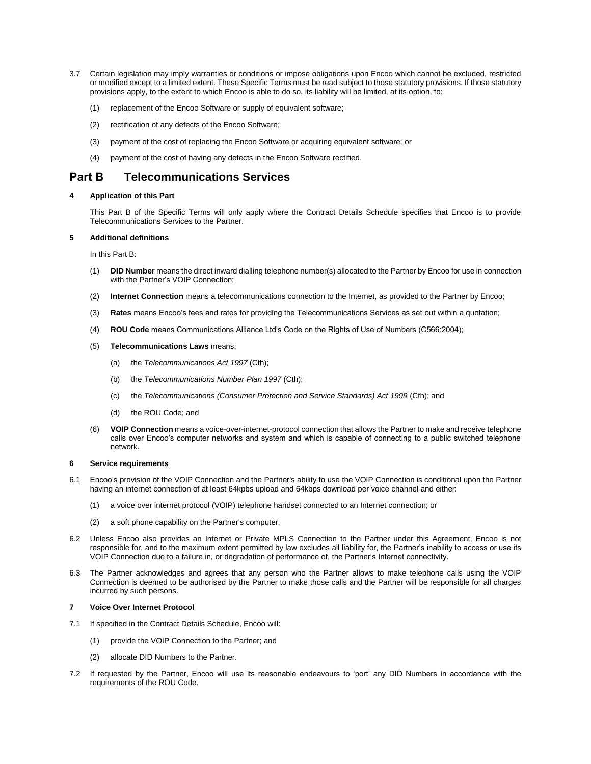3.7 Certain legislation may imply warranties or conditions or impose obligations upon Encoo which cannot be excluded, restricted or modified except to a limited extent. These Specific Terms must be read subject to those statutory provisions. If those statutory provisions apply, to the extent to which Encoo is able to do so, its liability will be limited, at its option, to:

(1) replacement of the Encoo Software or supply of equivalent software;

(2) rectification of any defects of the Encoo Software;

(3) payment of the cost of replacing the Encoo Software or acquiring equivalent software; or

(4) payment of the cost of having any defects in the Encoo Software rectified.

## Part B Telecommunications Services

### 4 Application of this Part

This Part B of the Specific Terms will only apply where the Contract Details Schedule specifies that Encoo is to provide Telecommunications Services to the Partner.

### 5 Additional definitions

In this Part B:

(1) **DID Number** means the direct inward dialling telephone number(s) allocated to the Partner by Encoo for use in connection with the Partner's VOIP Connection;

(2) **Internet Connection** means a telecommunications connection to the Internet, as provided to the Partner by Encoo;

(3) **Rates** means Encoo's fees and rates for providing the Telecommunications Services as set out within a quotation;

(4) **ROU Code** means Communications Alliance Ltd's Code on the Rights of Use of Numbers (C566:2004);

(5) **Telecommunications Laws** means:

(a) the *Telecommunications Act 1997* (Cth);

(b) the *Telecommunications Number Plan 1997* (Cth);

(c) the *Telecommunications (Consumer Protection and Service Standards) Act 1999* (Cth); and

(d) the ROU Code; and

(6) **VOIP Connection** means a voice-over-internet-protocol connection that allows the Partner to make and receive telephone calls over Encoo's computer networks and system and which is capable of connecting to a public switched telephone network.

### 6 Service requirements

6.1 Encoo's provision of the VOIP Connection and the Partner's ability to use the VOIP Connection is conditional upon the Partner having an internet connection of at least 64kpbs upload and 64kbps download per voice channel and either:

(1) a voice over internet protocol (VOIP) telephone handset connected to an Internet connection; or

(2) a soft phone capability on the Partner's computer.

6.2 Unless Encoo also provides an Internet or Private MPLS Connection to the Partner under this Agreement, Encoo is not responsible for, and to the maximum extent permitted by law excludes all liability for, the Partner's inability to access or use its VOIP Connection due to a failure in, or degradation of performance of, the Partner's Internet connectivity.

6.3 The Partner acknowledges and agrees that any person who the Partner allows to make telephone calls using the VOIP Connection is deemed to be authorised by the Partner to make those calls and the Partner will be responsible for all charges incurred by such persons.

### 7 Voice Over Internet Protocol

7.1 If specified in the Contract Details Schedule, Encoo will:

(1) provide the VOIP Connection to the Partner; and

(2) allocate DID Numbers to the Partner.

7.2 If requested by the Partner, Encoo will use its reasonable endeavours to 'port' any DID Numbers in accordance with the requirements of the ROU Code.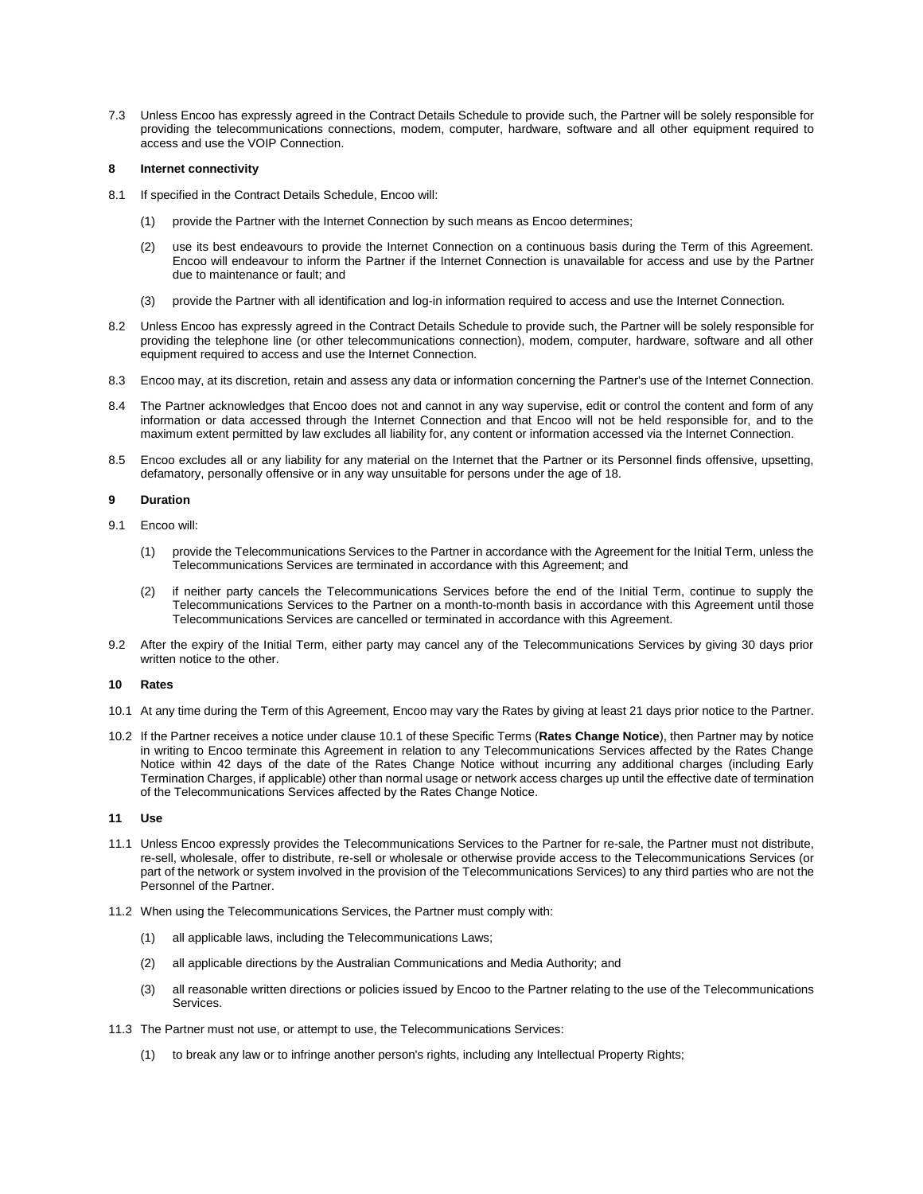7.3 Unless Encoo has expressly agreed in the Contract Details Schedule to provide such, the Partner will be solely responsible for providing the telecommunications connections, modem, computer, hardware, software and all other equipment required to access and use the VOIP Connection.

## 8 Internet connectivity

8.1 If specified in the Contract Details Schedule, Encoo will:

(1) provide the Partner with the Internet Connection by such means as Encoo determines;

(2) use its best endeavours to provide the Internet Connection on a continuous basis during the Term of this Agreement. Encoo will endeavour to inform the Partner if the Internet Connection is unavailable for access and use by the Partner due to maintenance or fault; and

(3) provide the Partner with all identification and log-in information required to access and use the Internet Connection.

8.2 Unless Encoo has expressly agreed in the Contract Details Schedule to provide such, the Partner will be solely responsible for providing the telephone line (or other telecommunications connection), modem, computer, hardware, software and all other equipment required to access and use the Internet Connection.

8.3 Encoo may, at its discretion, retain and assess any data or information concerning the Partner's use of the Internet Connection.

8.4 The Partner acknowledges that Encoo does not and cannot in any way supervise, edit or control the content and form of any information or data accessed through the Internet Connection and that Encoo will not be held responsible for, and to the maximum extent permitted by law excludes all liability for, any content or information accessed via the Internet Connection.

8.5 Encoo excludes all or any liability for any material on the Internet that the Partner or its Personnel finds offensive, upsetting, defamatory, personally offensive or in any way unsuitable for persons under the age of 18.

## 9 Duration

9.1 Encoo will:

(1) provide the Telecommunications Services to the Partner in accordance with the Agreement for the Initial Term, unless the Telecommunications Services are terminated in accordance with this Agreement; and

(2) if neither party cancels the Telecommunications Services before the end of the Initial Term, continue to supply the Telecommunications Services to the Partner on a month-to-month basis in accordance with this Agreement until those Telecommunications Services are cancelled or terminated in accordance with this Agreement.

9.2 After the expiry of the Initial Term, either party may cancel any of the Telecommunications Services by giving 30 days prior written notice to the other.

## 10 Rates

10.1 At any time during the Term of this Agreement, Encoo may vary the Rates by giving at least 21 days prior notice to the Partner.

10.2 If the Partner receives a notice under clause 10.1 of these Specific Terms (**Rates Change Notice**), then Partner may by notice in writing to Encoo terminate this Agreement in relation to any Telecommunications Services affected by the Rates Change Notice within 42 days of the date of the Rates Change Notice without incurring any additional charges (including Early Termination Charges, if applicable) other than normal usage or network access charges up until the effective date of termination of the Telecommunications Services affected by the Rates Change Notice.

## 11 Use

11.1 Unless Encoo expressly provides the Telecommunications Services to the Partner for re-sale, the Partner must not distribute, re-sell, wholesale, offer to distribute, re-sell or wholesale or otherwise provide access to the Telecommunications Services (or part of the network or system involved in the provision of the Telecommunications Services) to any third parties who are not the Personnel of the Partner.

11.2 When using the Telecommunications Services, the Partner must comply with:

(1) all applicable laws, including the Telecommunications Laws;

(2) all applicable directions by the Australian Communications and Media Authority; and

(3) all reasonable written directions or policies issued by Encoo to the Partner relating to the use of the Telecommunications Services.

11.3 The Partner must not use, or attempt to use, the Telecommunications Services:

(1) to break any law or to infringe another person's rights, including any Intellectual Property Rights;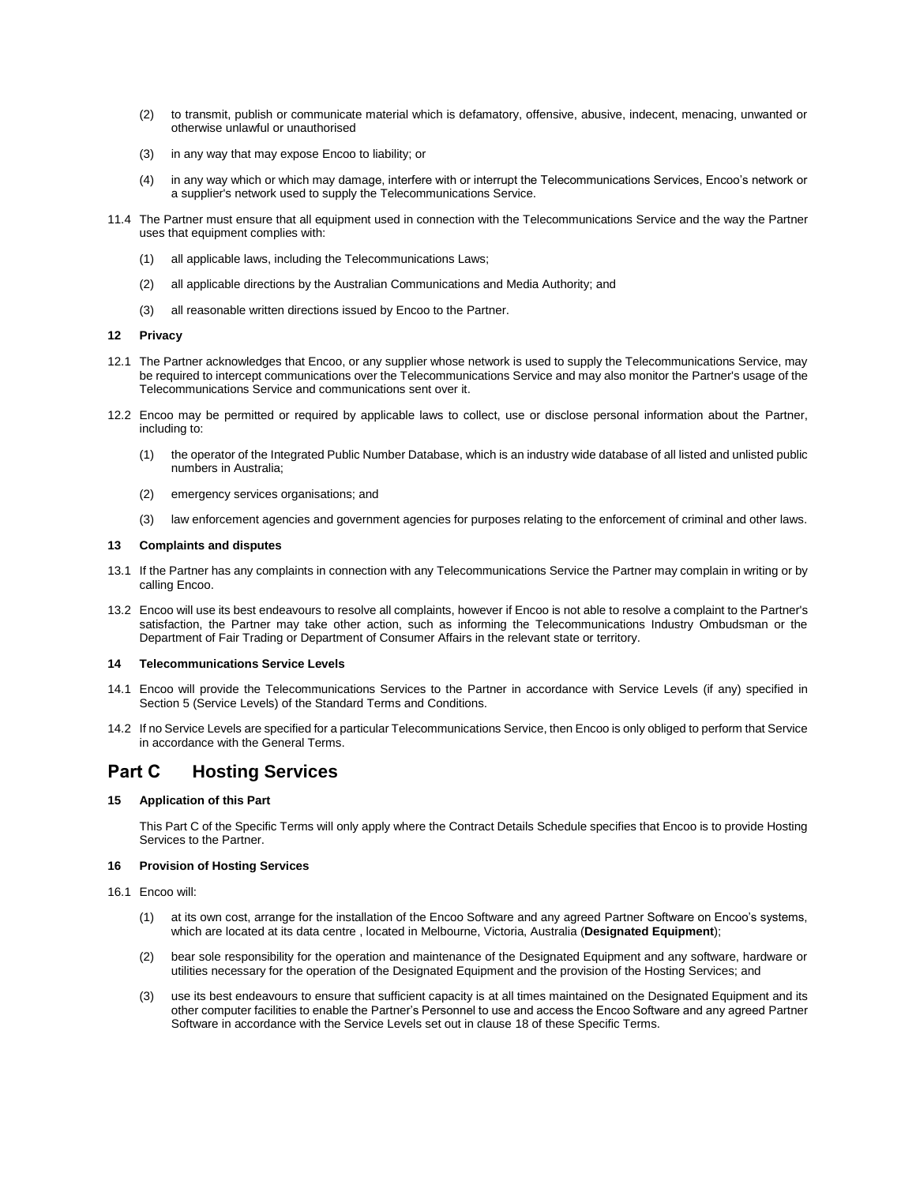(2) to transmit, publish or communicate material which is defamatory, offensive, abusive, indecent, menacing, unwanted or otherwise unlawful or unauthorised

(3) in any way that may expose Encoo to liability; or

(4) in any way which or which may damage, interfere with or interrupt the Telecommunications Services, Encoo's network or a supplier's network used to supply the Telecommunications Service.

11.4 The Partner must ensure that all equipment used in connection with the Telecommunications Service and the way the Partner uses that equipment complies with:

(1) all applicable laws, including the Telecommunications Laws;

(2) all applicable directions by the Australian Communications and Media Authority; and

(3) all reasonable written directions issued by Encoo to the Partner.

**12 Privacy**

12.1 The Partner acknowledges that Encoo, or any supplier whose network is used to supply the Telecommunications Service, may be required to intercept communications over the Telecommunications Service and may also monitor the Partner's usage of the Telecommunications Service and communications sent over it.

12.2 Encoo may be permitted or required by applicable laws to collect, use or disclose personal information about the Partner, including to:

(1) the operator of the Integrated Public Number Database, which is an industry wide database of all listed and unlisted public numbers in Australia;

(2) emergency services organisations; and

(3) law enforcement agencies and government agencies for purposes relating to the enforcement of criminal and other laws.

**13 Complaints and disputes**

13.1 If the Partner has any complaints in connection with any Telecommunications Service the Partner may complain in writing or by calling Encoo.

13.2 Encoo will use its best endeavours to resolve all complaints, however if Encoo is not able to resolve a complaint to the Partner's satisfaction, the Partner may take other action, such as informing the Telecommunications Industry Ombudsman or the Department of Fair Trading or Department of Consumer Affairs in the relevant state or territory.

**14 Telecommunications Service Levels**

14.1 Encoo will provide the Telecommunications Services to the Partner in accordance with Service Levels (if any) specified in Section 5 (Service Levels) of the Standard Terms and Conditions.

14.2 If no Service Levels are specified for a particular Telecommunications Service, then Encoo is only obliged to perform that Service in accordance with the General Terms.

## Part C Hosting Services

**15 Application of this Part**

This Part C of the Specific Terms will only apply where the Contract Details Schedule specifies that Encoo is to provide Hosting Services to the Partner.

**16 Provision of Hosting Services**

16.1 Encoo will:

(1) at its own cost, arrange for the installation of the Encoo Software and any agreed Partner Software on Encoo's systems, which are located at its data centre , located in Melbourne, Victoria, Australia (**Designated Equipment**);

(2) bear sole responsibility for the operation and maintenance of the Designated Equipment and any software, hardware or utilities necessary for the operation of the Designated Equipment and the provision of the Hosting Services; and

(3) use its best endeavours to ensure that sufficient capacity is at all times maintained on the Designated Equipment and its other computer facilities to enable the Partner's Personnel to use and access the Encoo Software and any agreed Partner Software in accordance with the Service Levels set out in clause 18 of these Specific Terms.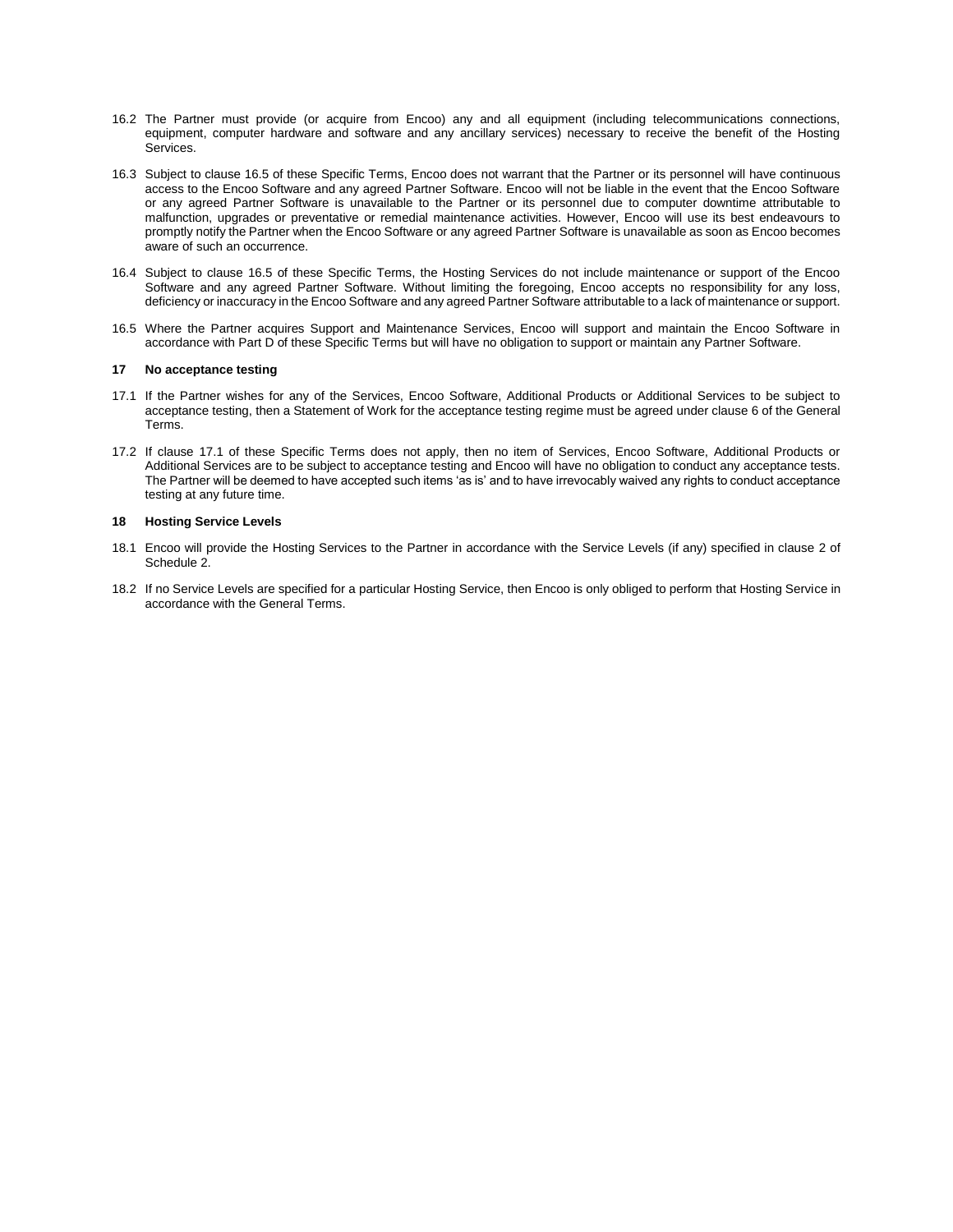16.2 The Partner must provide (or acquire from Encoo) any and all equipment (including telecommunications connections, equipment, computer hardware and software and any ancillary services) necessary to receive the benefit of the Hosting Services.

16.3 Subject to clause 16.5 of these Specific Terms, Encoo does not warrant that the Partner or its personnel will have continuous access to the Encoo Software and any agreed Partner Software. Encoo will not be liable in the event that the Encoo Software or any agreed Partner Software is unavailable to the Partner or its personnel due to computer downtime attributable to malfunction, upgrades or preventative or remedial maintenance activities. However, Encoo will use its best endeavours to promptly notify the Partner when the Encoo Software or any agreed Partner Software is unavailable as soon as Encoo becomes aware of such an occurrence.

16.4 Subject to clause 16.5 of these Specific Terms, the Hosting Services do not include maintenance or support of the Encoo Software and any agreed Partner Software. Without limiting the foregoing, Encoo accepts no responsibility for any loss, deficiency or inaccuracy in the Encoo Software and any agreed Partner Software attributable to a lack of maintenance or support.

16.5 Where the Partner acquires Support and Maintenance Services, Encoo will support and maintain the Encoo Software in accordance with Part D of these Specific Terms but will have no obligation to support or maintain any Partner Software.

**17 No acceptance testing**

17.1 If the Partner wishes for any of the Services, Encoo Software, Additional Products or Additional Services to be subject to acceptance testing, then a Statement of Work for the acceptance testing regime must be agreed under clause 6 of the General Terms.

17.2 If clause 17.1 of these Specific Terms does not apply, then no item of Services, Encoo Software, Additional Products or Additional Services are to be subject to acceptance testing and Encoo will have no obligation to conduct any acceptance tests. The Partner will be deemed to have accepted such items 'as is' and to have irrevocably waived any rights to conduct acceptance testing at any future time.

**18 Hosting Service Levels**

18.1 Encoo will provide the Hosting Services to the Partner in accordance with the Service Levels (if any) specified in clause 2 of Schedule 2.

18.2 If no Service Levels are specified for a particular Hosting Service, then Encoo is only obliged to perform that Hosting Service in accordance with the General Terms.